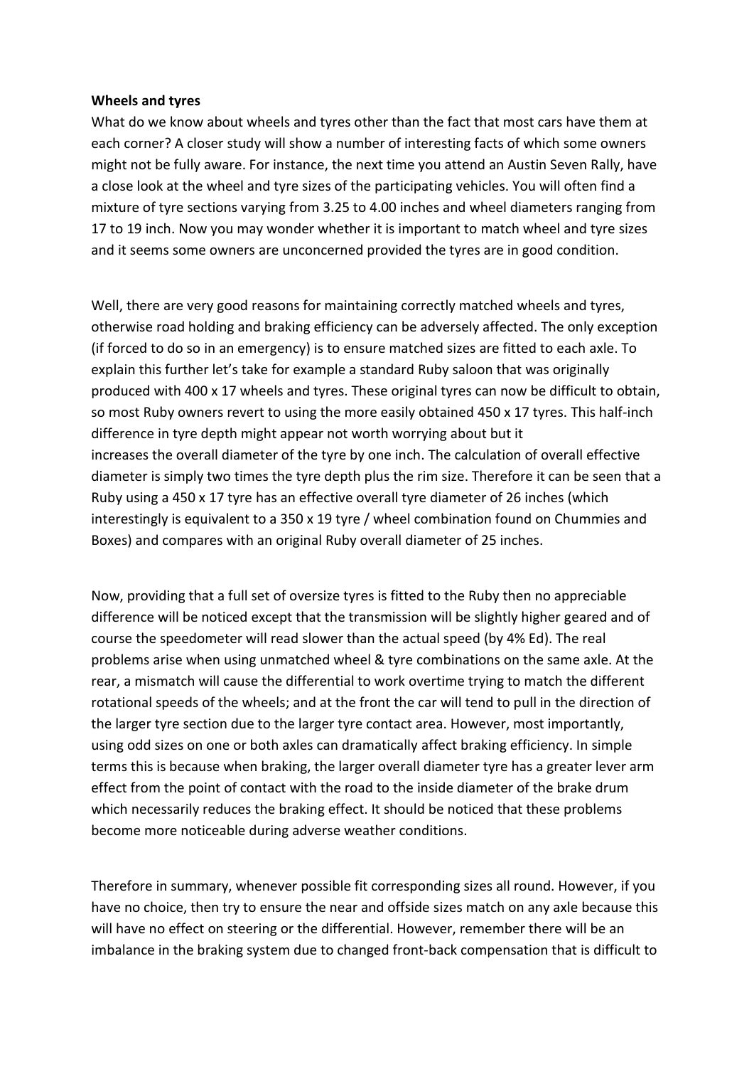**Wheels and tyres**

What do we know about wheels and tyres other than the fact that most cars have them at each corner? A closer study will show a number of interesting facts of which some owners might not be fully aware. For instance, the next time you attend an Austin Seven Rally, have a close look at the wheel and tyre sizes of the participating vehicles. You will often find a mixture of tyre sections varying from 3.25 to 4.00 inches and wheel diameters ranging from 17 to 19 inch. Now you may wonder whether it is important to match wheel and tyre sizes and it seems some owners are unconcerned provided the tyres are in good condition.

Well, there are very good reasons for maintaining correctly matched wheels and tyres, otherwise road holding and braking efficiency can be adversely affected. The only exception (if forced to do so in an emergency) is to ensure matched sizes are fitted to each axle. To explain this further let's take for example a standard Ruby saloon that was originally produced with 400 x 17 wheels and tyres. These original tyres can now be difficult to obtain, so most Ruby owners revert to using the more easily obtained 450 x 17 tyres. This half-inch difference in tyre depth might appear not worth worrying about but it increases the overall diameter of the tyre by one inch. The calculation of overall effective diameter is simply two times the tyre depth plus the rim size. Therefore it can be seen that a Ruby using a 450 x 17 tyre has an effective overall tyre diameter of 26 inches (which interestingly is equivalent to a 350 x 19 tyre / wheel combination found on Chummies and Boxes) and compares with an original Ruby overall diameter of 25 inches.

Now, providing that a full set of oversize tyres is fitted to the Ruby then no appreciable difference will be noticed except that the transmission will be slightly higher geared and of course the speedometer will read slower than the actual speed (by 4% Ed). The real problems arise when using unmatched wheel & tyre combinations on the same axle. At the rear, a mismatch will cause the differential to work overtime trying to match the different rotational speeds of the wheels; and at the front the car will tend to pull in the direction of the larger tyre section due to the larger tyre contact area. However, most importantly, using odd sizes on one or both axles can dramatically affect braking efficiency. In simple terms this is because when braking, the larger overall diameter tyre has a greater lever arm effect from the point of contact with the road to the inside diameter of the brake drum which necessarily reduces the braking effect. It should be noticed that these problems become more noticeable during adverse weather conditions.

Therefore in summary, whenever possible fit corresponding sizes all round. However, if you have no choice, then try to ensure the near and offside sizes match on any axle because this will have no effect on steering or the differential. However, remember there will be an imbalance in the braking system due to changed front-back compensation that is difficult to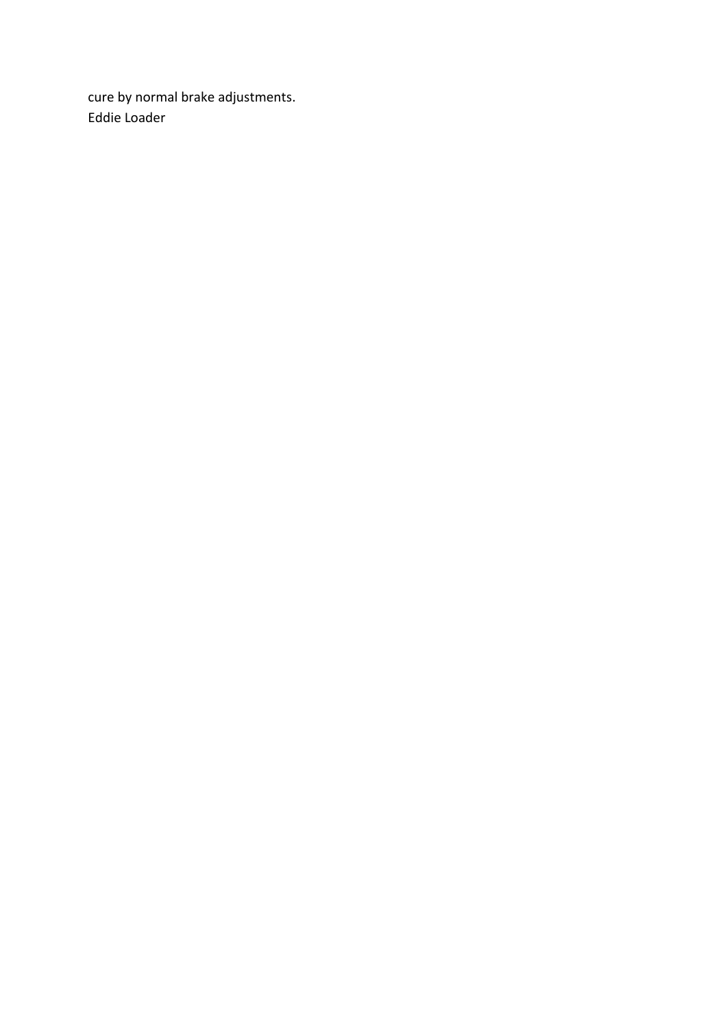cure by normal brake adjustments.
Eddie Loader